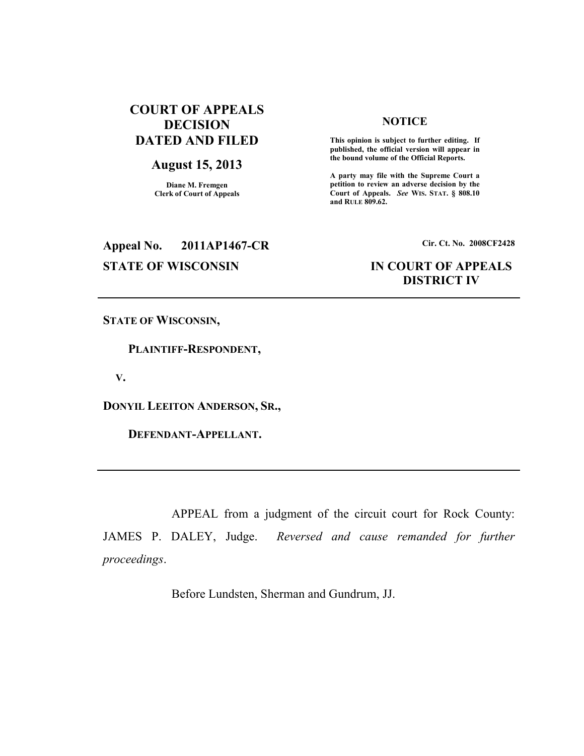**COURT OF APPEALS DECISION DATED AND FILED**

**August 15, 2013**

Diane M. Fremgen
Clerk of Court of Appeals

**NOTICE**

**This opinion is subject to further editing. If published, the official version will appear in the bound volume of the Official Reports.**

**A party may file with the Supreme Court a petition to review an adverse decision by the Court of Appeals. *See* WIS. STAT. § 808.10 and RULE 809.62.**

**Appeal No. 2011AP1467-CR**

**Cir. Ct. No. 2008CF2428**

**STATE OF WISCONSIN**

**IN COURT OF APPEALS DISTRICT IV**

---

**STATE OF WISCONSIN,**

**PLAINTIFF-RESPONDENT,**

**V.**

**DONYIL LEEITON ANDERSON, SR.,**

**DEFENDANT-APPELLANT.**

---

APPEAL from a judgment of the circuit court for Rock County: JAMES P. DALEY, Judge. *Reversed and cause remanded for further proceedings*.

Before Lundsten, Sherman and Gundrum, JJ.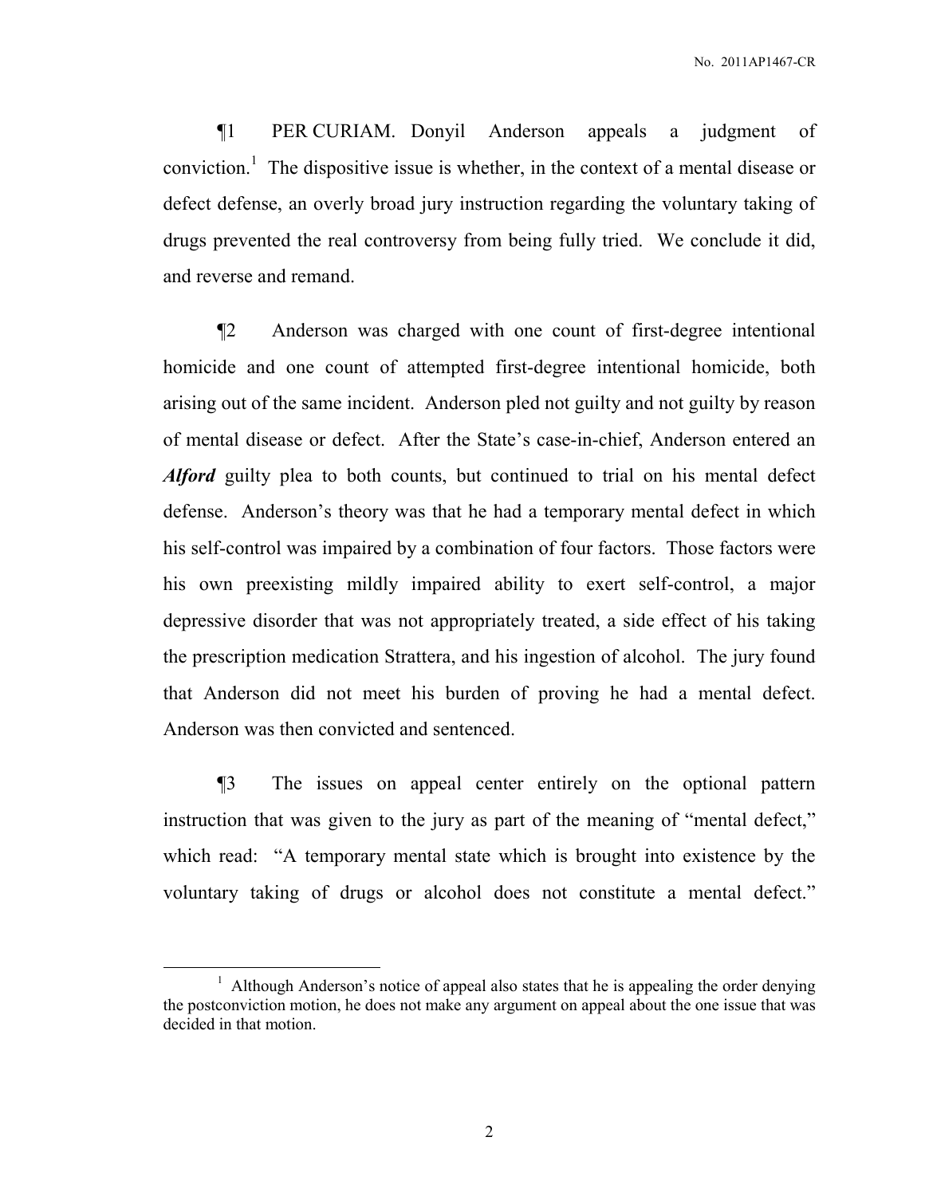¶1 PER CURIAM. Donyil Anderson appeals a judgment of conviction.[1] The dispositive issue is whether, in the context of a mental disease or defect defense, an overly broad jury instruction regarding the voluntary taking of drugs prevented the real controversy from being fully tried. We conclude it did, and reverse and remand.

¶2 Anderson was charged with one count of first-degree intentional homicide and one count of attempted first-degree intentional homicide, both arising out of the same incident. Anderson pled not guilty and not guilty by reason of mental disease or defect. After the State's case-in-chief, Anderson entered an ***Alford*** guilty plea to both counts, but continued to trial on his mental defect defense. Anderson's theory was that he had a temporary mental defect in which his self-control was impaired by a combination of four factors. Those factors were his own preexisting mildly impaired ability to exert self-control, a major depressive disorder that was not appropriately treated, a side effect of his taking the prescription medication Strattera, and his ingestion of alcohol. The jury found that Anderson did not meet his burden of proving he had a mental defect. Anderson was then convicted and sentenced.

¶3 The issues on appeal center entirely on the optional pattern instruction that was given to the jury as part of the meaning of "mental defect," which read: "A temporary mental state which is brought into existence by the voluntary taking of drugs or alcohol does not constitute a mental defect."

[1] Although Anderson's notice of appeal also states that he is appealing the order denying the postconviction motion, he does not make any argument on appeal about the one issue that was decided in that motion.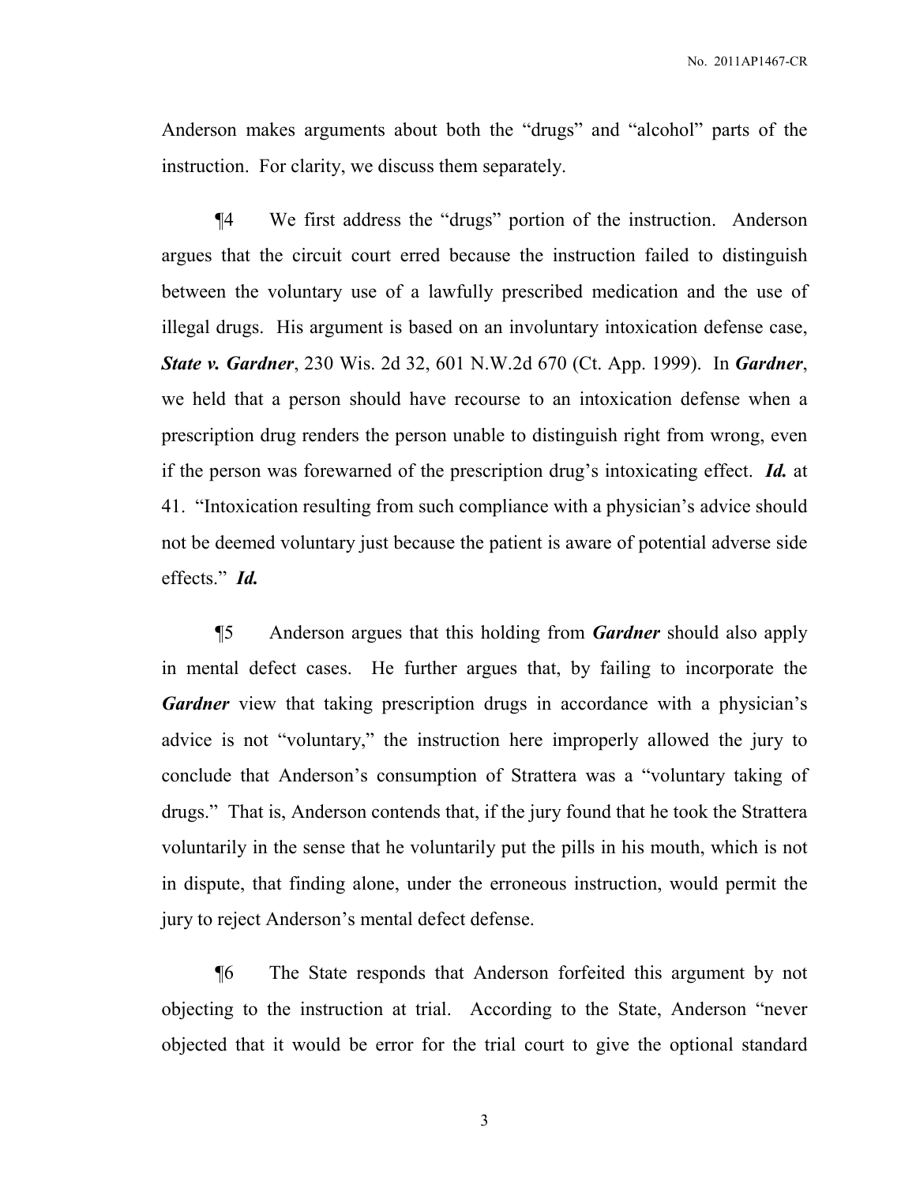Anderson makes arguments about both the "drugs" and "alcohol" parts of the instruction. For clarity, we discuss them separately.

¶4 We first address the "drugs" portion of the instruction. Anderson argues that the circuit court erred because the instruction failed to distinguish between the voluntary use of a lawfully prescribed medication and the use of illegal drugs. His argument is based on an involuntary intoxication defense case, ***State v. Gardner***, 230 Wis. 2d 32, 601 N.W.2d 670 (Ct. App. 1999). In ***Gardner***, we held that a person should have recourse to an intoxication defense when a prescription drug renders the person unable to distinguish right from wrong, even if the person was forewarned of the prescription drug's intoxicating effect. ***Id.*** at 41. "Intoxication resulting from such compliance with a physician's advice should not be deemed voluntary just because the patient is aware of potential adverse side effects." ***Id.***

¶5 Anderson argues that this holding from ***Gardner*** should also apply in mental defect cases. He further argues that, by failing to incorporate the ***Gardner*** view that taking prescription drugs in accordance with a physician's advice is not "voluntary," the instruction here improperly allowed the jury to conclude that Anderson's consumption of Strattera was a "voluntary taking of drugs." That is, Anderson contends that, if the jury found that he took the Strattera voluntarily in the sense that he voluntarily put the pills in his mouth, which is not in dispute, that finding alone, under the erroneous instruction, would permit the jury to reject Anderson's mental defect defense.

¶6 The State responds that Anderson forfeited this argument by not objecting to the instruction at trial. According to the State, Anderson "never objected that it would be error for the trial court to give the optional standard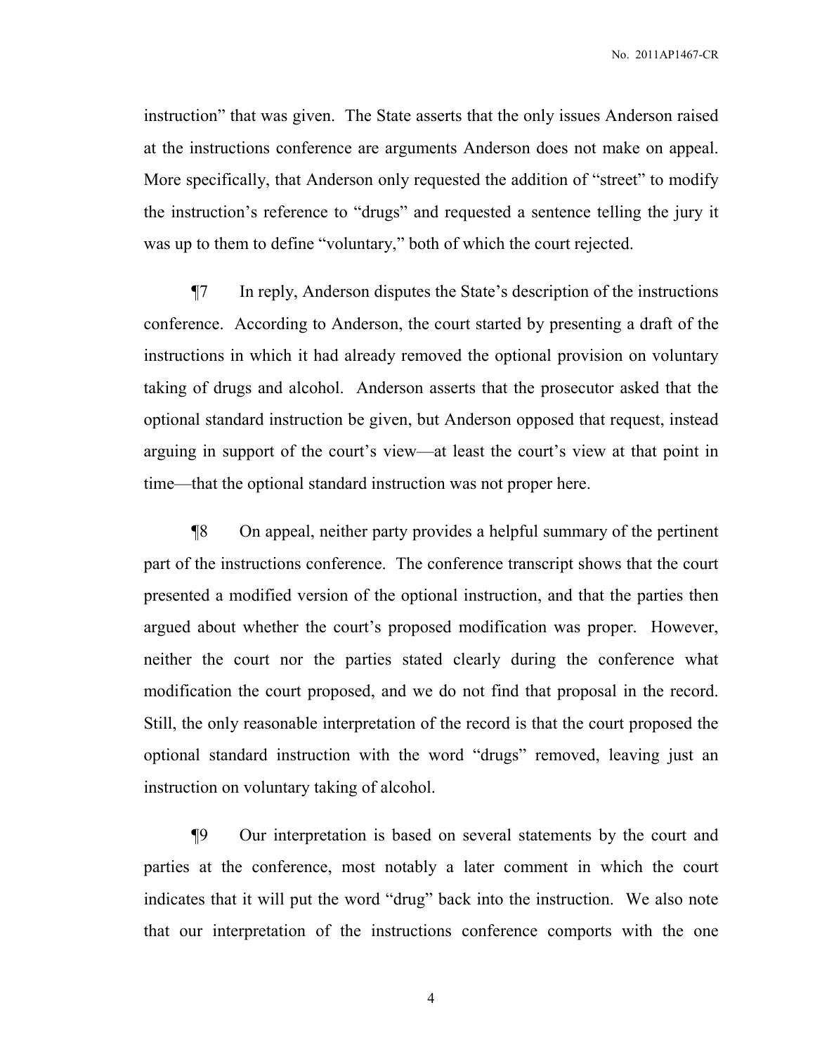instruction" that was given. The State asserts that the only issues Anderson raised at the instructions conference are arguments Anderson does not make on appeal. More specifically, that Anderson only requested the addition of "street" to modify the instruction's reference to "drugs" and requested a sentence telling the jury it was up to them to define "voluntary," both of which the court rejected.

¶7 In reply, Anderson disputes the State's description of the instructions conference. According to Anderson, the court started by presenting a draft of the instructions in which it had already removed the optional provision on voluntary taking of drugs and alcohol. Anderson asserts that the prosecutor asked that the optional standard instruction be given, but Anderson opposed that request, instead arguing in support of the court's view—at least the court's view at that point in time—that the optional standard instruction was not proper here.

¶8 On appeal, neither party provides a helpful summary of the pertinent part of the instructions conference. The conference transcript shows that the court presented a modified version of the optional instruction, and that the parties then argued about whether the court's proposed modification was proper. However, neither the court nor the parties stated clearly during the conference what modification the court proposed, and we do not find that proposal in the record. Still, the only reasonable interpretation of the record is that the court proposed the optional standard instruction with the word "drugs" removed, leaving just an instruction on voluntary taking of alcohol.

¶9 Our interpretation is based on several statements by the court and parties at the conference, most notably a later comment in which the court indicates that it will put the word "drug" back into the instruction. We also note that our interpretation of the instructions conference comports with the one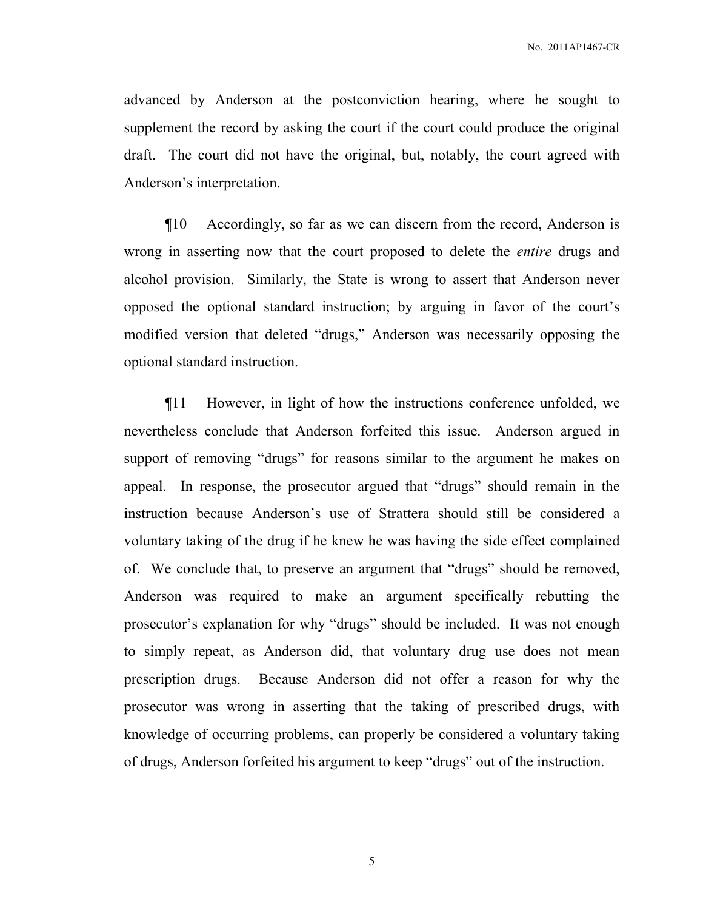advanced by Anderson at the postconviction hearing, where he sought to supplement the record by asking the court if the court could produce the original draft. The court did not have the original, but, notably, the court agreed with Anderson's interpretation.

¶10 Accordingly, so far as we can discern from the record, Anderson is wrong in asserting now that the court proposed to delete the *entire* drugs and alcohol provision. Similarly, the State is wrong to assert that Anderson never opposed the optional standard instruction; by arguing in favor of the court's modified version that deleted "drugs," Anderson was necessarily opposing the optional standard instruction.

¶11 However, in light of how the instructions conference unfolded, we nevertheless conclude that Anderson forfeited this issue. Anderson argued in support of removing "drugs" for reasons similar to the argument he makes on appeal. In response, the prosecutor argued that "drugs" should remain in the instruction because Anderson's use of Strattera should still be considered a voluntary taking of the drug if he knew he was having the side effect complained of. We conclude that, to preserve an argument that "drugs" should be removed, Anderson was required to make an argument specifically rebutting the prosecutor's explanation for why "drugs" should be included. It was not enough to simply repeat, as Anderson did, that voluntary drug use does not mean prescription drugs. Because Anderson did not offer a reason for why the prosecutor was wrong in asserting that the taking of prescribed drugs, with knowledge of occurring problems, can properly be considered a voluntary taking of drugs, Anderson forfeited his argument to keep "drugs" out of the instruction.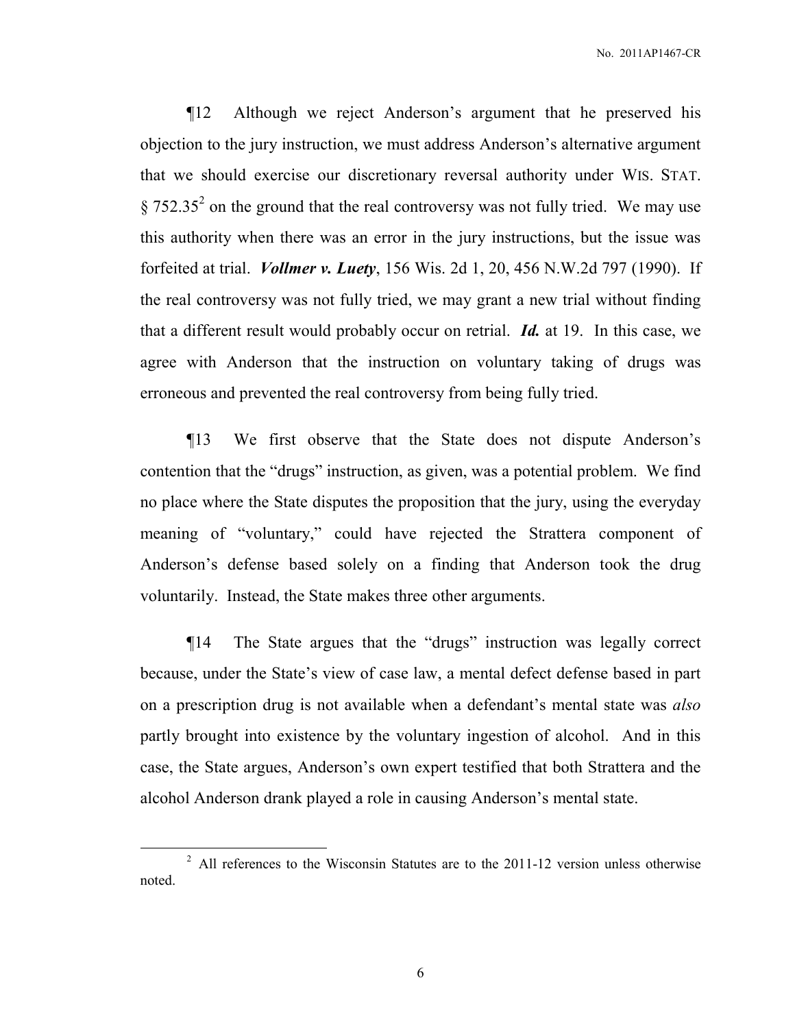¶12 Although we reject Anderson's argument that he preserved his objection to the jury instruction, we must address Anderson's alternative argument that we should exercise our discretionary reversal authority under WIS. STAT. § 752.35[2] on the ground that the real controversy was not fully tried. We may use this authority when there was an error in the jury instructions, but the issue was forfeited at trial. ***Vollmer v. Luety***, 156 Wis. 2d 1, 20, 456 N.W.2d 797 (1990). If the real controversy was not fully tried, we may grant a new trial without finding that a different result would probably occur on retrial. ***Id.*** at 19. In this case, we agree with Anderson that the instruction on voluntary taking of drugs was erroneous and prevented the real controversy from being fully tried.

¶13 We first observe that the State does not dispute Anderson's contention that the "drugs" instruction, as given, was a potential problem. We find no place where the State disputes the proposition that the jury, using the everyday meaning of "voluntary," could have rejected the Strattera component of Anderson's defense based solely on a finding that Anderson took the drug voluntarily. Instead, the State makes three other arguments.

¶14 The State argues that the "drugs" instruction was legally correct because, under the State's view of case law, a mental defect defense based in part on a prescription drug is not available when a defendant's mental state was *also* partly brought into existence by the voluntary ingestion of alcohol. And in this case, the State argues, Anderson's own expert testified that both Strattera and the alcohol Anderson drank played a role in causing Anderson's mental state.

---

[2] All references to the Wisconsin Statutes are to the 2011-12 version unless otherwise noted.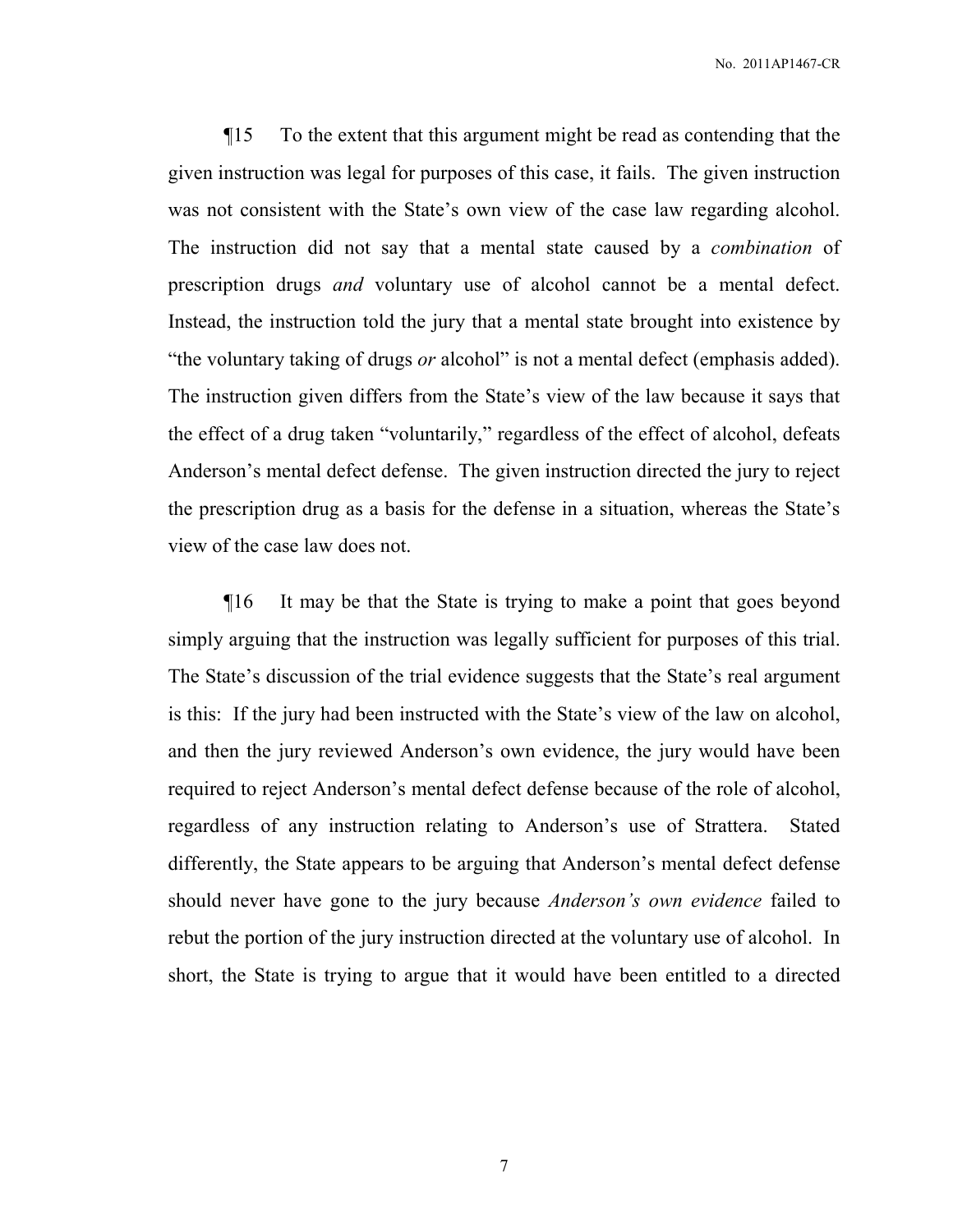¶15 To the extent that this argument might be read as contending that the given instruction was legal for purposes of this case, it fails. The given instruction was not consistent with the State's own view of the case law regarding alcohol. The instruction did not say that a mental state caused by a *combination* of prescription drugs *and* voluntary use of alcohol cannot be a mental defect. Instead, the instruction told the jury that a mental state brought into existence by "the voluntary taking of drugs *or* alcohol" is not a mental defect (emphasis added). The instruction given differs from the State's view of the law because it says that the effect of a drug taken "voluntarily," regardless of the effect of alcohol, defeats Anderson's mental defect defense. The given instruction directed the jury to reject the prescription drug as a basis for the defense in a situation, whereas the State's view of the case law does not.

¶16 It may be that the State is trying to make a point that goes beyond simply arguing that the instruction was legally sufficient for purposes of this trial. The State's discussion of the trial evidence suggests that the State's real argument is this: If the jury had been instructed with the State's view of the law on alcohol, and then the jury reviewed Anderson's own evidence, the jury would have been required to reject Anderson's mental defect defense because of the role of alcohol, regardless of any instruction relating to Anderson's use of Strattera. Stated differently, the State appears to be arguing that Anderson's mental defect defense should never have gone to the jury because *Anderson's own evidence* failed to rebut the portion of the jury instruction directed at the voluntary use of alcohol. In short, the State is trying to argue that it would have been entitled to a directed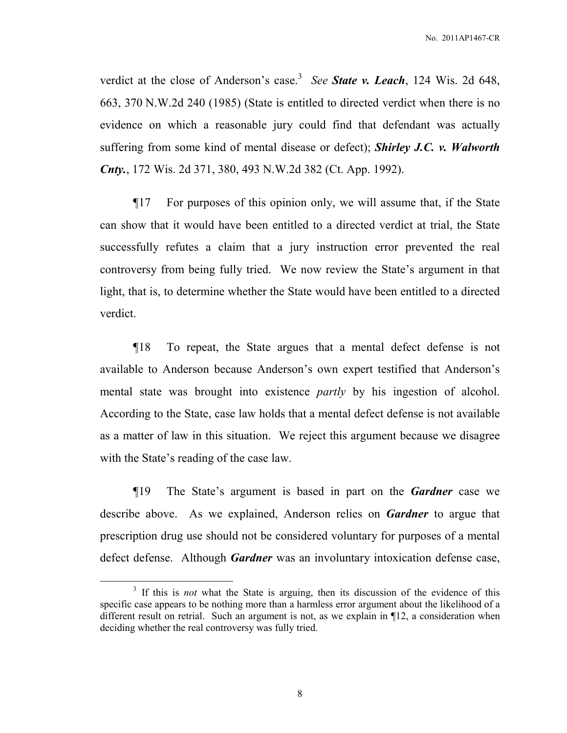verdict at the close of Anderson's case.[3] *See* ***State v. Leach***, 124 Wis. 2d 648, 663, 370 N.W.2d 240 (1985) (State is entitled to directed verdict when there is no evidence on which a reasonable jury could find that defendant was actually suffering from some kind of mental disease or defect); ***Shirley J.C. v. Walworth Cnty.***, 172 Wis. 2d 371, 380, 493 N.W.2d 382 (Ct. App. 1992).

¶17 For purposes of this opinion only, we will assume that, if the State can show that it would have been entitled to a directed verdict at trial, the State successfully refutes a claim that a jury instruction error prevented the real controversy from being fully tried. We now review the State's argument in that light, that is, to determine whether the State would have been entitled to a directed verdict.

¶18 To repeat, the State argues that a mental defect defense is not available to Anderson because Anderson's own expert testified that Anderson's mental state was brought into existence *partly* by his ingestion of alcohol. According to the State, case law holds that a mental defect defense is not available as a matter of law in this situation. We reject this argument because we disagree with the State's reading of the case law.

¶19 The State's argument is based in part on the ***Gardner*** case we describe above. As we explained, Anderson relies on ***Gardner*** to argue that prescription drug use should not be considered voluntary for purposes of a mental defect defense. Although ***Gardner*** was an involuntary intoxication defense case,

---

[3] If this is *not* what the State is arguing, then its discussion of the evidence of this specific case appears to be nothing more than a harmless error argument about the likelihood of a different result on retrial. Such an argument is not, as we explain in ¶12, a consideration when deciding whether the real controversy was fully tried.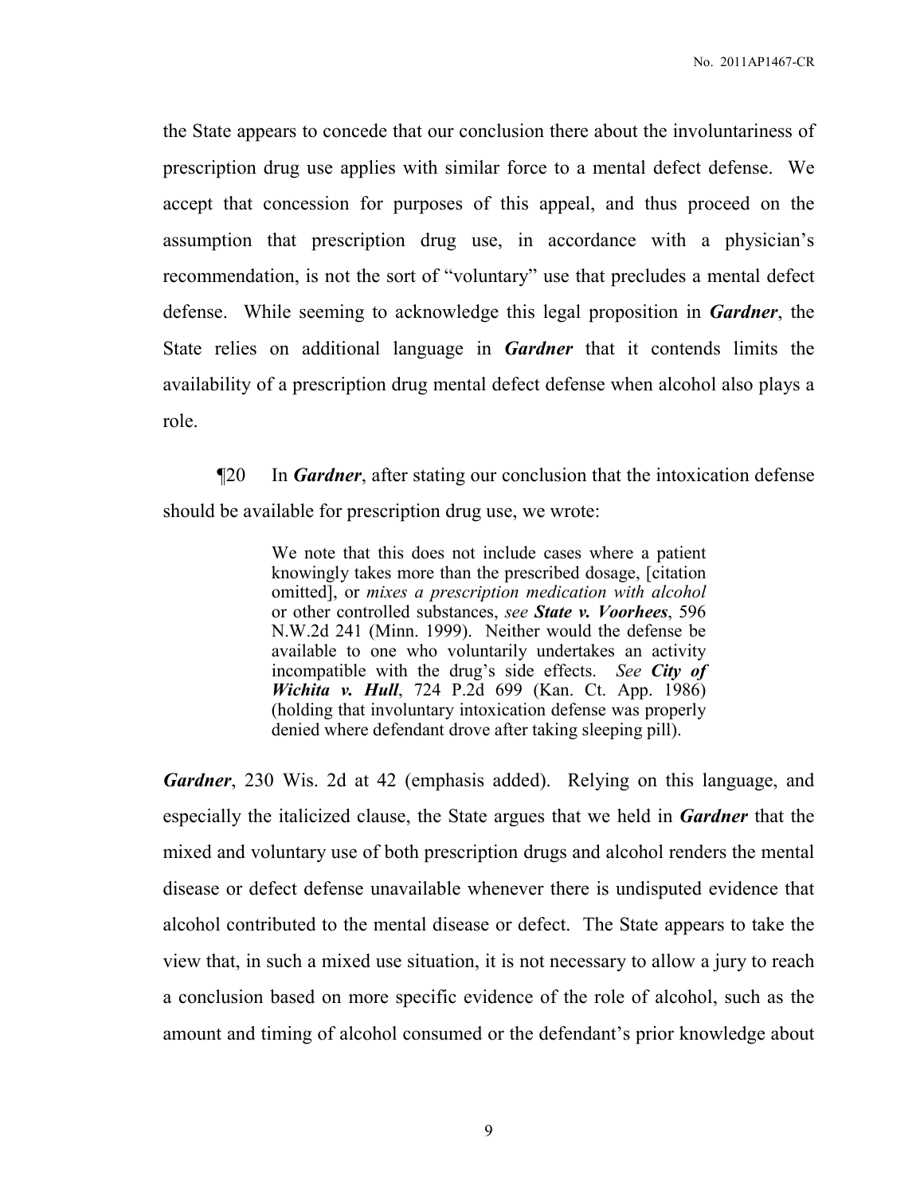the State appears to concede that our conclusion there about the involuntariness of prescription drug use applies with similar force to a mental defect defense. We accept that concession for purposes of this appeal, and thus proceed on the assumption that prescription drug use, in accordance with a physician's recommendation, is not the sort of "voluntary" use that precludes a mental defect defense. While seeming to acknowledge this legal proposition in ***Gardner***, the State relies on additional language in ***Gardner*** that it contends limits the availability of a prescription drug mental defect defense when alcohol also plays a role.

¶20 In ***Gardner***, after stating our conclusion that the intoxication defense should be available for prescription drug use, we wrote:

> We note that this does not include cases where a patient knowingly takes more than the prescribed dosage, [citation omitted], or *mixes a prescription medication with alcohol* or other controlled substances, *see* ***State v. Voorhees***, 596 N.W.2d 241 (Minn. 1999). Neither would the defense be available to one who voluntarily undertakes an activity incompatible with the drug's side effects. *See* ***City of Wichita v. Hull***, 724 P.2d 699 (Kan. Ct. App. 1986) (holding that involuntary intoxication defense was properly denied where defendant drove after taking sleeping pill).

***Gardner***, 230 Wis. 2d at 42 (emphasis added). Relying on this language, and especially the italicized clause, the State argues that we held in ***Gardner*** that the mixed and voluntary use of both prescription drugs and alcohol renders the mental disease or defect defense unavailable whenever there is undisputed evidence that alcohol contributed to the mental disease or defect. The State appears to take the view that, in such a mixed use situation, it is not necessary to allow a jury to reach a conclusion based on more specific evidence of the role of alcohol, such as the amount and timing of alcohol consumed or the defendant's prior knowledge about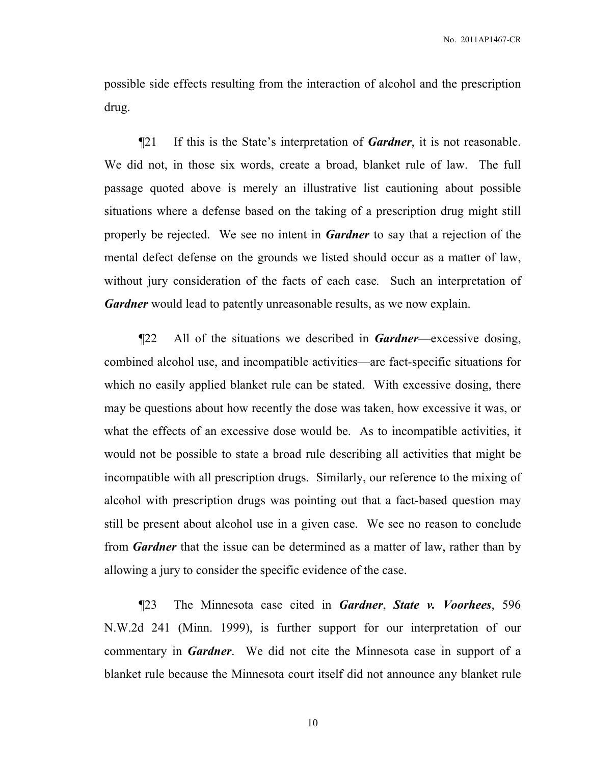possible side effects resulting from the interaction of alcohol and the prescription drug.

¶21 If this is the State's interpretation of ***Gardner***, it is not reasonable. We did not, in those six words, create a broad, blanket rule of law. The full passage quoted above is merely an illustrative list cautioning about possible situations where a defense based on the taking of a prescription drug might still properly be rejected. We see no intent in ***Gardner*** to say that a rejection of the mental defect defense on the grounds we listed should occur as a matter of law, without jury consideration of the facts of each case. Such an interpretation of ***Gardner*** would lead to patently unreasonable results, as we now explain.

¶22 All of the situations we described in ***Gardner***—excessive dosing, combined alcohol use, and incompatible activities—are fact-specific situations for which no easily applied blanket rule can be stated. With excessive dosing, there may be questions about how recently the dose was taken, how excessive it was, or what the effects of an excessive dose would be. As to incompatible activities, it would not be possible to state a broad rule describing all activities that might be incompatible with all prescription drugs. Similarly, our reference to the mixing of alcohol with prescription drugs was pointing out that a fact-based question may still be present about alcohol use in a given case. We see no reason to conclude from ***Gardner*** that the issue can be determined as a matter of law, rather than by allowing a jury to consider the specific evidence of the case.

¶23 The Minnesota case cited in ***Gardner***, ***State v. Voorhees***, 596 N.W.2d 241 (Minn. 1999), is further support for our interpretation of our commentary in ***Gardner***. We did not cite the Minnesota case in support of a blanket rule because the Minnesota court itself did not announce any blanket rule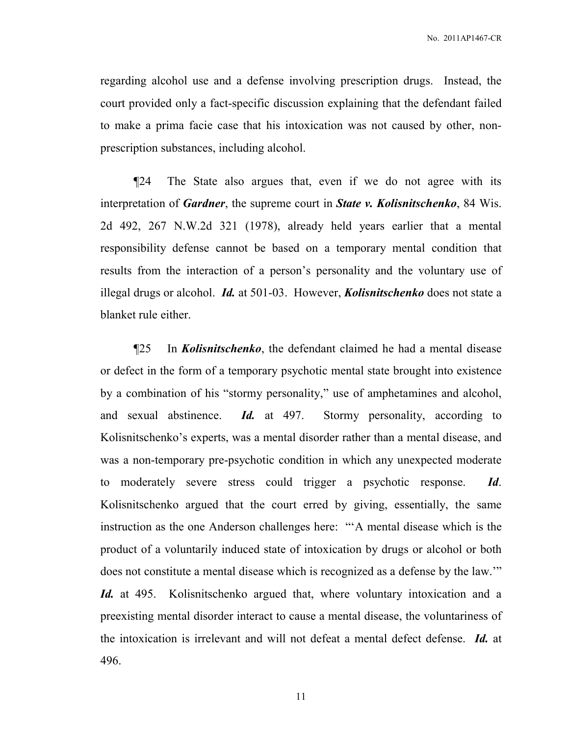regarding alcohol use and a defense involving prescription drugs. Instead, the court provided only a fact-specific discussion explaining that the defendant failed to make a prima facie case that his intoxication was not caused by other, non-prescription substances, including alcohol.

¶24 The State also argues that, even if we do not agree with its interpretation of ***Gardner***, the supreme court in ***State v. Kolisnitschenko***, 84 Wis. 2d 492, 267 N.W.2d 321 (1978), already held years earlier that a mental responsibility defense cannot be based on a temporary mental condition that results from the interaction of a person's personality and the voluntary use of illegal drugs or alcohol. ***Id.*** at 501-03. However, ***Kolisnitschenko*** does not state a blanket rule either.

¶25 In ***Kolisnitschenko***, the defendant claimed he had a mental disease or defect in the form of a temporary psychotic mental state brought into existence by a combination of his "stormy personality," use of amphetamines and alcohol, and sexual abstinence. ***Id.*** at 497. Stormy personality, according to Kolisnitschenko's experts, was a mental disorder rather than a mental disease, and was a non-temporary pre-psychotic condition in which any unexpected moderate to moderately severe stress could trigger a psychotic response. ***Id***. Kolisnitschenko argued that the court erred by giving, essentially, the same instruction as the one Anderson challenges here: "'A mental disease which is the product of a voluntarily induced state of intoxication by drugs or alcohol or both does not constitute a mental disease which is recognized as a defense by the law.'" ***Id.*** at 495. Kolisnitschenko argued that, where voluntary intoxication and a preexisting mental disorder interact to cause a mental disease, the voluntariness of the intoxication is irrelevant and will not defeat a mental defect defense. ***Id.*** at 496.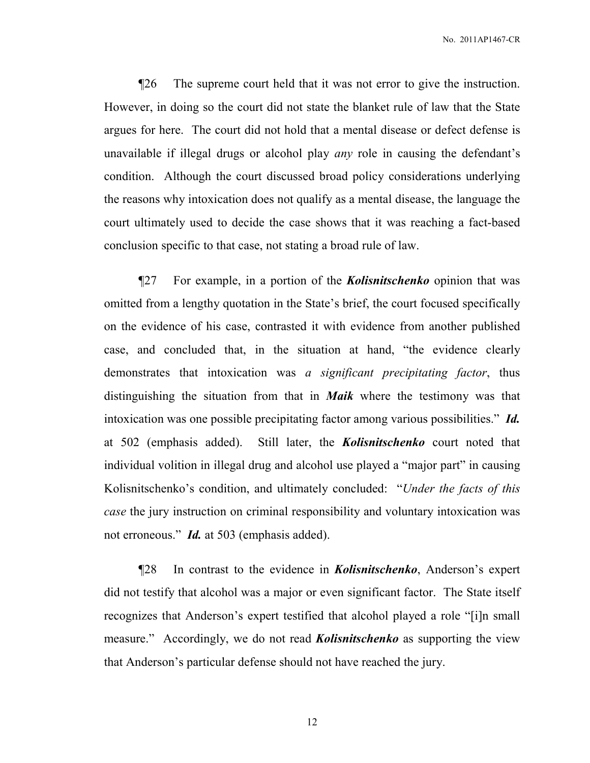¶26 The supreme court held that it was not error to give the instruction. However, in doing so the court did not state the blanket rule of law that the State argues for here. The court did not hold that a mental disease or defect defense is unavailable if illegal drugs or alcohol play *any* role in causing the defendant's condition. Although the court discussed broad policy considerations underlying the reasons why intoxication does not qualify as a mental disease, the language the court ultimately used to decide the case shows that it was reaching a fact-based conclusion specific to that case, not stating a broad rule of law.

¶27 For example, in a portion of the ***Kolisnitschenko*** opinion that was omitted from a lengthy quotation in the State's brief, the court focused specifically on the evidence of his case, contrasted it with evidence from another published case, and concluded that, in the situation at hand, "the evidence clearly demonstrates that intoxication was *a significant precipitating factor*, thus distinguishing the situation from that in ***Maik*** where the testimony was that intoxication was one possible precipitating factor among various possibilities." ***Id.*** at 502 (emphasis added). Still later, the ***Kolisnitschenko*** court noted that individual volition in illegal drug and alcohol use played a "major part" in causing Kolisnitschenko's condition, and ultimately concluded: "*Under the facts of this case* the jury instruction on criminal responsibility and voluntary intoxication was not erroneous." ***Id.*** at 503 (emphasis added).

¶28 In contrast to the evidence in ***Kolisnitschenko***, Anderson's expert did not testify that alcohol was a major or even significant factor. The State itself recognizes that Anderson's expert testified that alcohol played a role "[i]n small measure." Accordingly, we do not read ***Kolisnitschenko*** as supporting the view that Anderson's particular defense should not have reached the jury.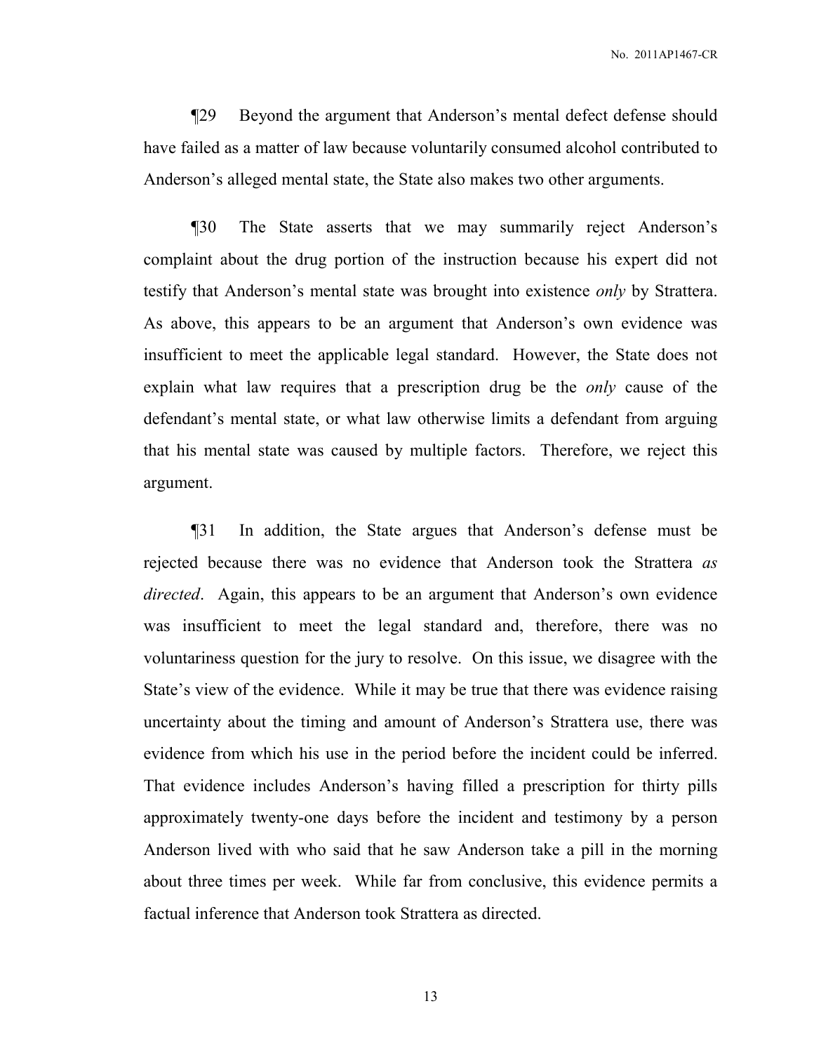¶29 Beyond the argument that Anderson's mental defect defense should have failed as a matter of law because voluntarily consumed alcohol contributed to Anderson's alleged mental state, the State also makes two other arguments.

¶30 The State asserts that we may summarily reject Anderson's complaint about the drug portion of the instruction because his expert did not testify that Anderson's mental state was brought into existence *only* by Strattera. As above, this appears to be an argument that Anderson's own evidence was insufficient to meet the applicable legal standard. However, the State does not explain what law requires that a prescription drug be the *only* cause of the defendant's mental state, or what law otherwise limits a defendant from arguing that his mental state was caused by multiple factors. Therefore, we reject this argument.

¶31 In addition, the State argues that Anderson's defense must be rejected because there was no evidence that Anderson took the Strattera *as directed*. Again, this appears to be an argument that Anderson's own evidence was insufficient to meet the legal standard and, therefore, there was no voluntariness question for the jury to resolve. On this issue, we disagree with the State's view of the evidence. While it may be true that there was evidence raising uncertainty about the timing and amount of Anderson's Strattera use, there was evidence from which his use in the period before the incident could be inferred. That evidence includes Anderson's having filled a prescription for thirty pills approximately twenty-one days before the incident and testimony by a person Anderson lived with who said that he saw Anderson take a pill in the morning about three times per week. While far from conclusive, this evidence permits a factual inference that Anderson took Strattera as directed.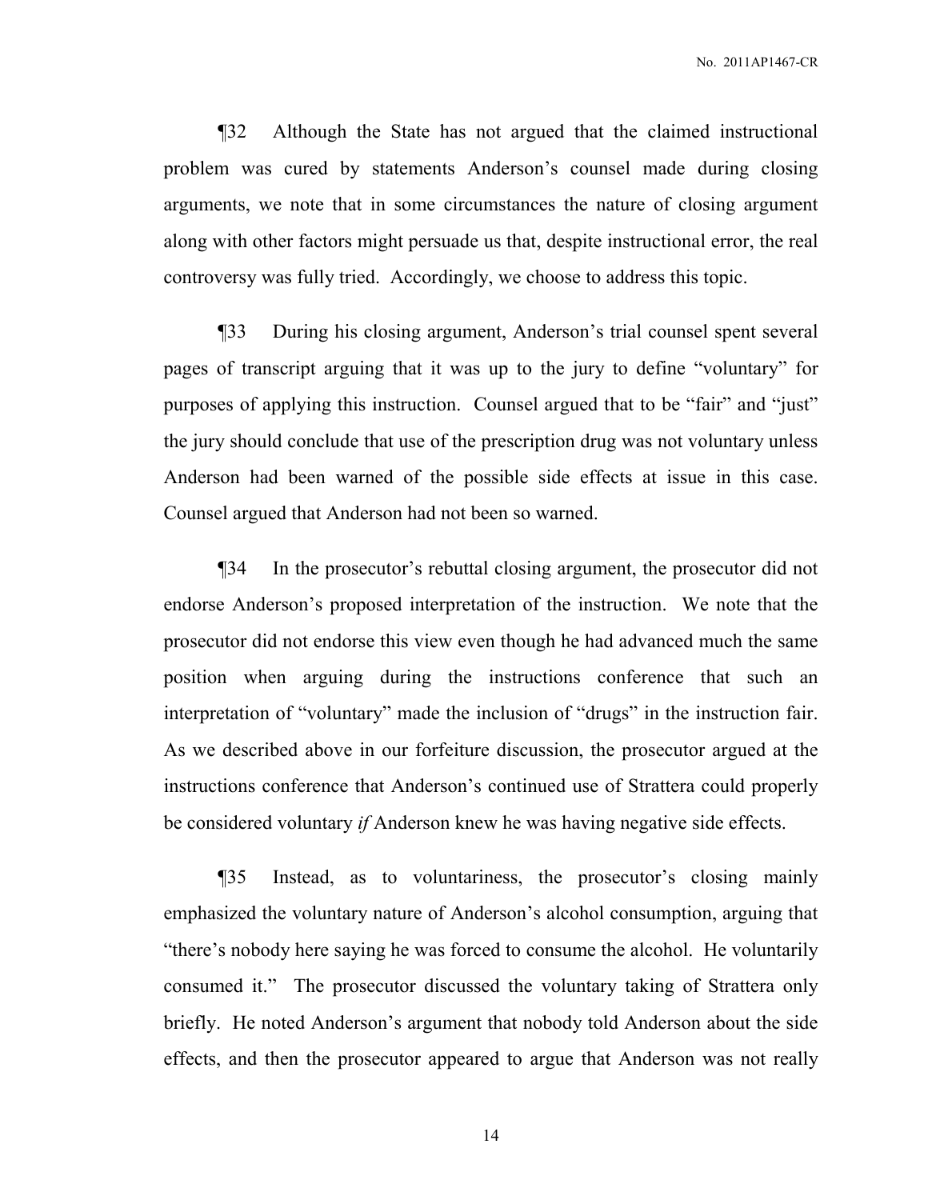¶32 Although the State has not argued that the claimed instructional problem was cured by statements Anderson's counsel made during closing arguments, we note that in some circumstances the nature of closing argument along with other factors might persuade us that, despite instructional error, the real controversy was fully tried. Accordingly, we choose to address this topic.

¶33 During his closing argument, Anderson's trial counsel spent several pages of transcript arguing that it was up to the jury to define "voluntary" for purposes of applying this instruction. Counsel argued that to be "fair" and "just" the jury should conclude that use of the prescription drug was not voluntary unless Anderson had been warned of the possible side effects at issue in this case. Counsel argued that Anderson had not been so warned.

¶34 In the prosecutor's rebuttal closing argument, the prosecutor did not endorse Anderson's proposed interpretation of the instruction. We note that the prosecutor did not endorse this view even though he had advanced much the same position when arguing during the instructions conference that such an interpretation of "voluntary" made the inclusion of "drugs" in the instruction fair. As we described above in our forfeiture discussion, the prosecutor argued at the instructions conference that Anderson's continued use of Strattera could properly be considered voluntary *if* Anderson knew he was having negative side effects.

¶35 Instead, as to voluntariness, the prosecutor's closing mainly emphasized the voluntary nature of Anderson's alcohol consumption, arguing that "there's nobody here saying he was forced to consume the alcohol. He voluntarily consumed it." The prosecutor discussed the voluntary taking of Strattera only briefly. He noted Anderson's argument that nobody told Anderson about the side effects, and then the prosecutor appeared to argue that Anderson was not really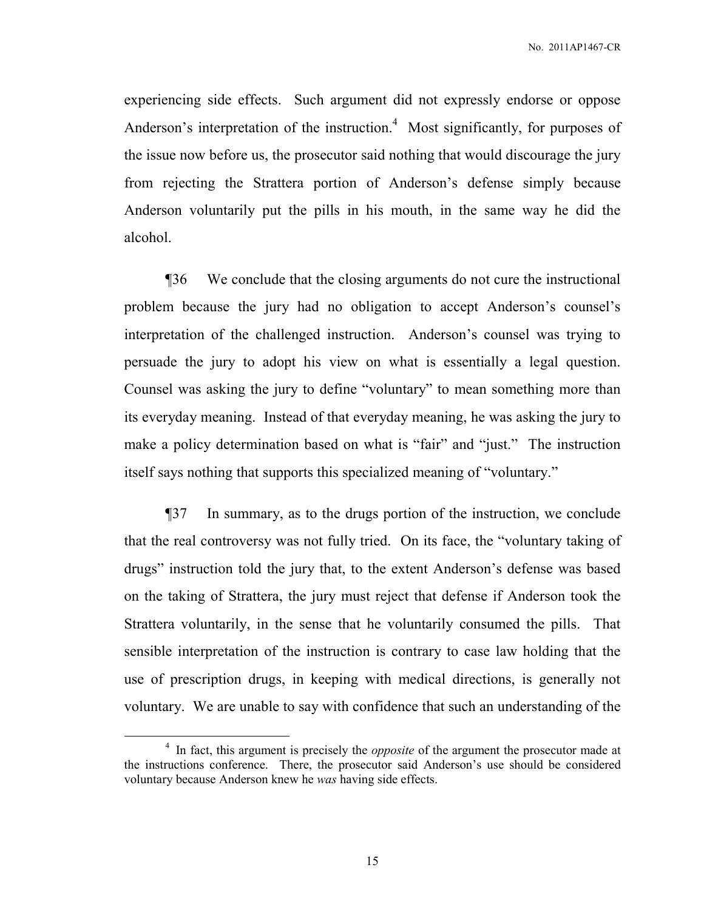experiencing side effects. Such argument did not expressly endorse or oppose Anderson's interpretation of the instruction.[4] Most significantly, for purposes of the issue now before us, the prosecutor said nothing that would discourage the jury from rejecting the Strattera portion of Anderson's defense simply because Anderson voluntarily put the pills in his mouth, in the same way he did the alcohol.

¶36 We conclude that the closing arguments do not cure the instructional problem because the jury had no obligation to accept Anderson's counsel's interpretation of the challenged instruction. Anderson's counsel was trying to persuade the jury to adopt his view on what is essentially a legal question. Counsel was asking the jury to define "voluntary" to mean something more than its everyday meaning. Instead of that everyday meaning, he was asking the jury to make a policy determination based on what is "fair" and "just." The instruction itself says nothing that supports this specialized meaning of "voluntary."

¶37 In summary, as to the drugs portion of the instruction, we conclude that the real controversy was not fully tried. On its face, the "voluntary taking of drugs" instruction told the jury that, to the extent Anderson's defense was based on the taking of Strattera, the jury must reject that defense if Anderson took the Strattera voluntarily, in the sense that he voluntarily consumed the pills. That sensible interpretation of the instruction is contrary to case law holding that the use of prescription drugs, in keeping with medical directions, is generally not voluntary. We are unable to say with confidence that such an understanding of the

[4] In fact, this argument is precisely the *opposite* of the argument the prosecutor made at the instructions conference. There, the prosecutor said Anderson's use should be considered voluntary because Anderson knew he *was* having side effects.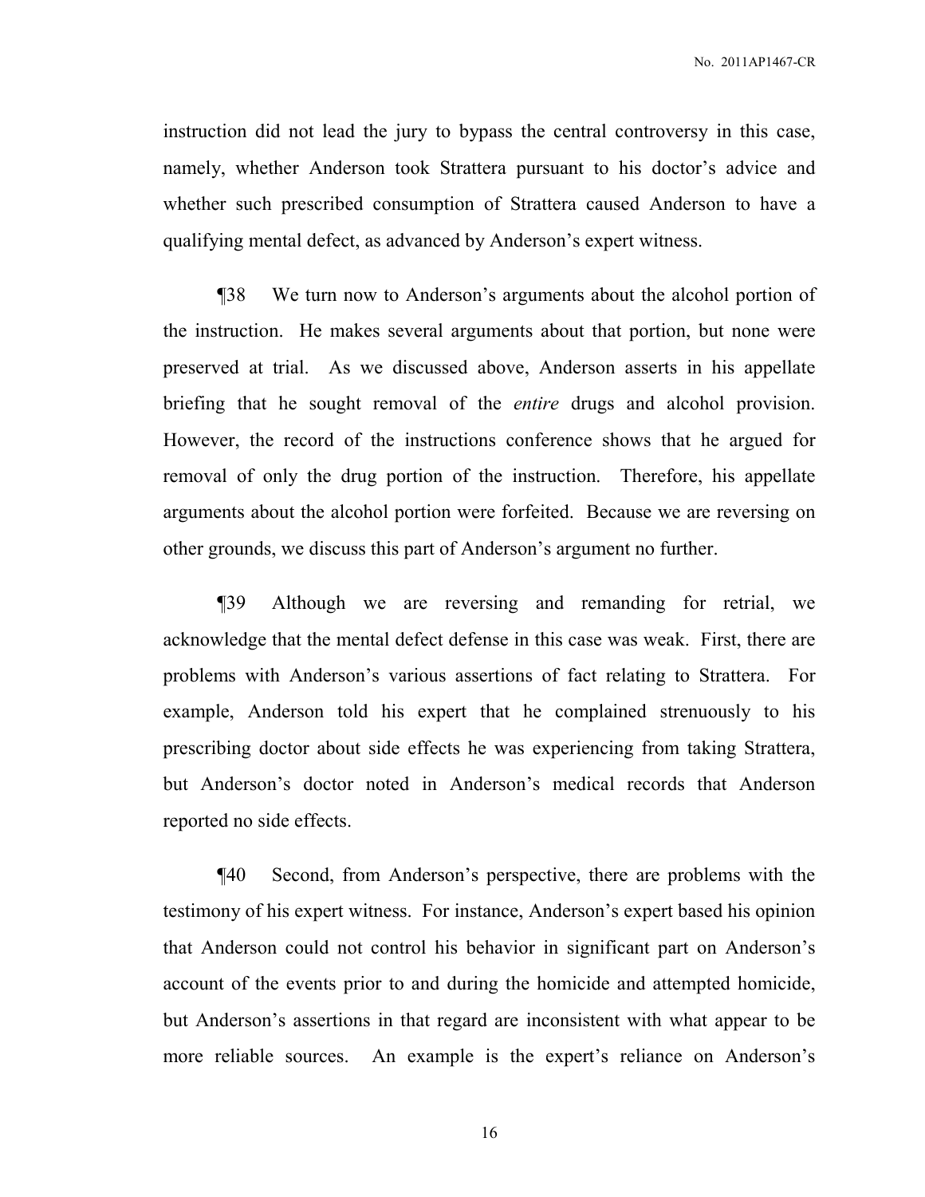instruction did not lead the jury to bypass the central controversy in this case, namely, whether Anderson took Strattera pursuant to his doctor's advice and whether such prescribed consumption of Strattera caused Anderson to have a qualifying mental defect, as advanced by Anderson's expert witness.

¶38 We turn now to Anderson's arguments about the alcohol portion of the instruction. He makes several arguments about that portion, but none were preserved at trial. As we discussed above, Anderson asserts in his appellate briefing that he sought removal of the *entire* drugs and alcohol provision. However, the record of the instructions conference shows that he argued for removal of only the drug portion of the instruction. Therefore, his appellate arguments about the alcohol portion were forfeited. Because we are reversing on other grounds, we discuss this part of Anderson's argument no further.

¶39 Although we are reversing and remanding for retrial, we acknowledge that the mental defect defense in this case was weak. First, there are problems with Anderson's various assertions of fact relating to Strattera. For example, Anderson told his expert that he complained strenuously to his prescribing doctor about side effects he was experiencing from taking Strattera, but Anderson's doctor noted in Anderson's medical records that Anderson reported no side effects.

¶40 Second, from Anderson's perspective, there are problems with the testimony of his expert witness. For instance, Anderson's expert based his opinion that Anderson could not control his behavior in significant part on Anderson's account of the events prior to and during the homicide and attempted homicide, but Anderson's assertions in that regard are inconsistent with what appear to be more reliable sources. An example is the expert's reliance on Anderson's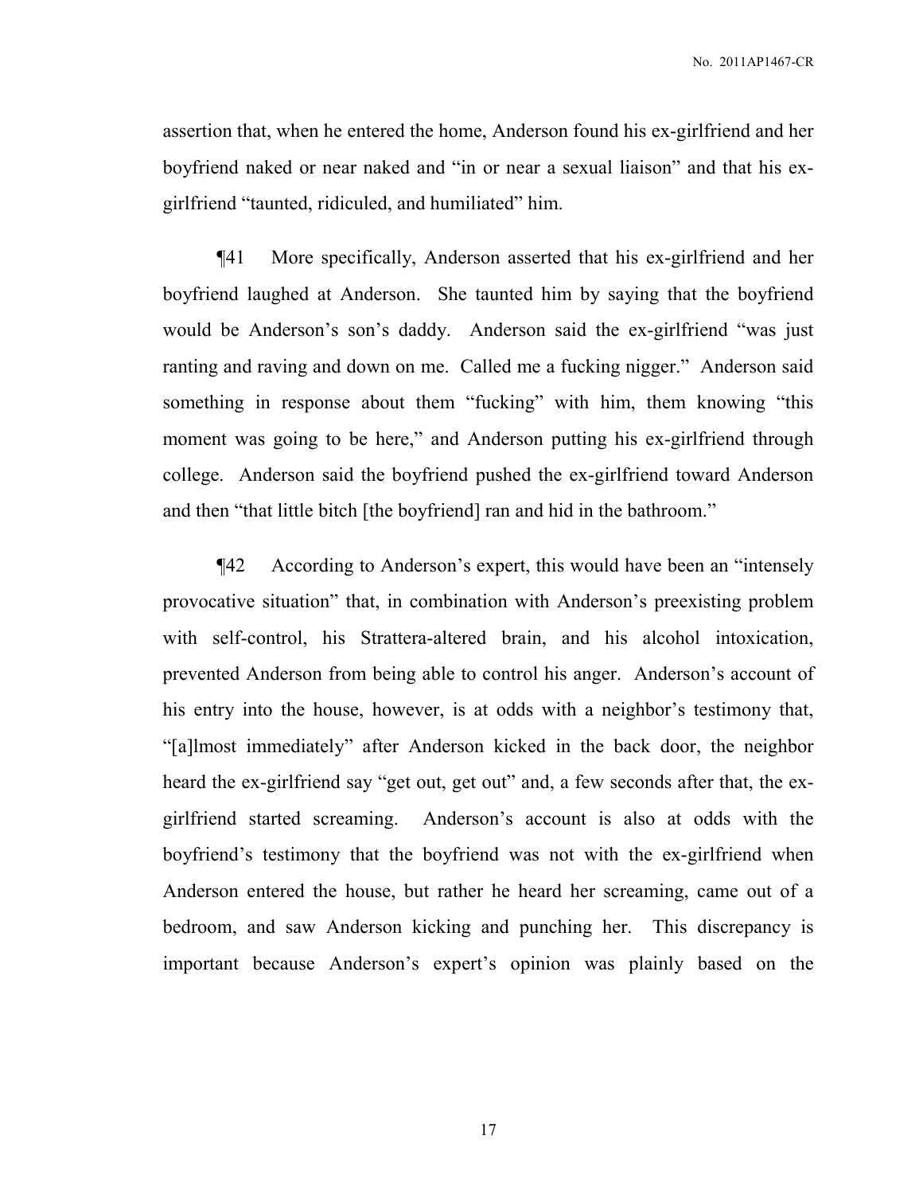assertion that, when he entered the home, Anderson found his ex-girlfriend and her boyfriend naked or near naked and "in or near a sexual liaison" and that his ex-girlfriend "taunted, ridiculed, and humiliated" him.

¶41 More specifically, Anderson asserted that his ex-girlfriend and her boyfriend laughed at Anderson. She taunted him by saying that the boyfriend would be Anderson's son's daddy. Anderson said the ex-girlfriend "was just ranting and raving and down on me. Called me a fucking nigger." Anderson said something in response about them "fucking" with him, them knowing "this moment was going to be here," and Anderson putting his ex-girlfriend through college. Anderson said the boyfriend pushed the ex-girlfriend toward Anderson and then "that little bitch [the boyfriend] ran and hid in the bathroom."

¶42 According to Anderson's expert, this would have been an "intensely provocative situation" that, in combination with Anderson's preexisting problem with self-control, his Strattera-altered brain, and his alcohol intoxication, prevented Anderson from being able to control his anger. Anderson's account of his entry into the house, however, is at odds with a neighbor's testimony that, "[a]lmost immediately" after Anderson kicked in the back door, the neighbor heard the ex-girlfriend say "get out, get out" and, a few seconds after that, the ex-girlfriend started screaming. Anderson's account is also at odds with the boyfriend's testimony that the boyfriend was not with the ex-girlfriend when Anderson entered the house, but rather he heard her screaming, came out of a bedroom, and saw Anderson kicking and punching her. This discrepancy is important because Anderson's expert's opinion was plainly based on the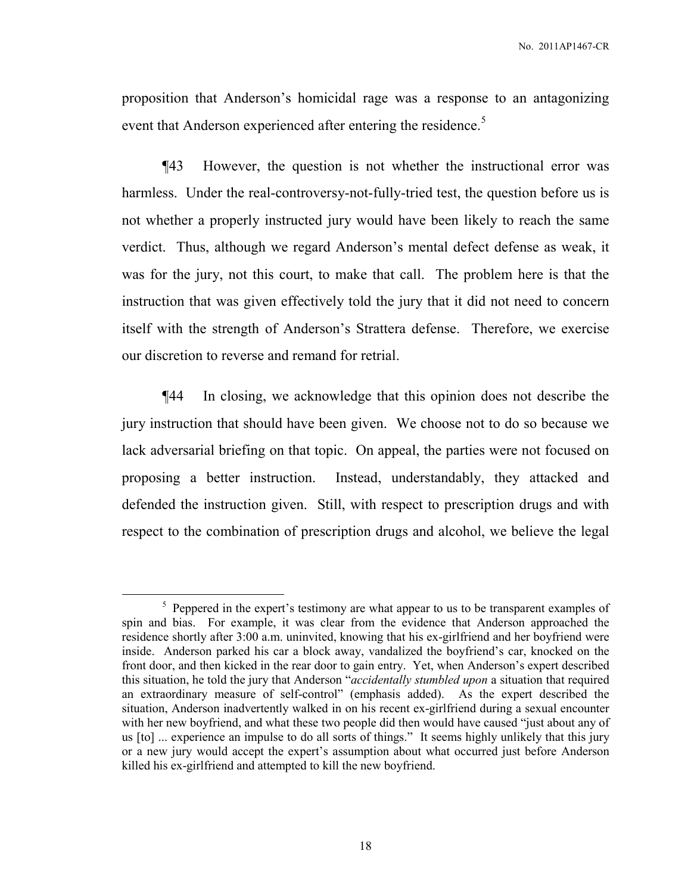proposition that Anderson's homicidal rage was a response to an antagonizing event that Anderson experienced after entering the residence.[5]

¶43 However, the question is not whether the instructional error was harmless. Under the real-controversy-not-fully-tried test, the question before us is not whether a properly instructed jury would have been likely to reach the same verdict. Thus, although we regard Anderson's mental defect defense as weak, it was for the jury, not this court, to make that call. The problem here is that the instruction that was given effectively told the jury that it did not need to concern itself with the strength of Anderson's Strattera defense. Therefore, we exercise our discretion to reverse and remand for retrial.

¶44 In closing, we acknowledge that this opinion does not describe the jury instruction that should have been given. We choose not to do so because we lack adversarial briefing on that topic. On appeal, the parties were not focused on proposing a better instruction. Instead, understandably, they attacked and defended the instruction given. Still, with respect to prescription drugs and with respect to the combination of prescription drugs and alcohol, we believe the legal

---

[5] Peppered in the expert's testimony are what appear to us to be transparent examples of spin and bias. For example, it was clear from the evidence that Anderson approached the residence shortly after 3:00 a.m. uninvited, knowing that his ex-girlfriend and her boyfriend were inside. Anderson parked his car a block away, vandalized the boyfriend's car, knocked on the front door, and then kicked in the rear door to gain entry. Yet, when Anderson's expert described this situation, he told the jury that Anderson "*accidentally stumbled upon* a situation that required an extraordinary measure of self-control" (emphasis added). As the expert described the situation, Anderson inadvertently walked in on his recent ex-girlfriend during a sexual encounter with her new boyfriend, and what these two people did then would have caused "just about any of us [to] ... experience an impulse to do all sorts of things." It seems highly unlikely that this jury or a new jury would accept the expert's assumption about what occurred just before Anderson killed his ex-girlfriend and attempted to kill the new boyfriend.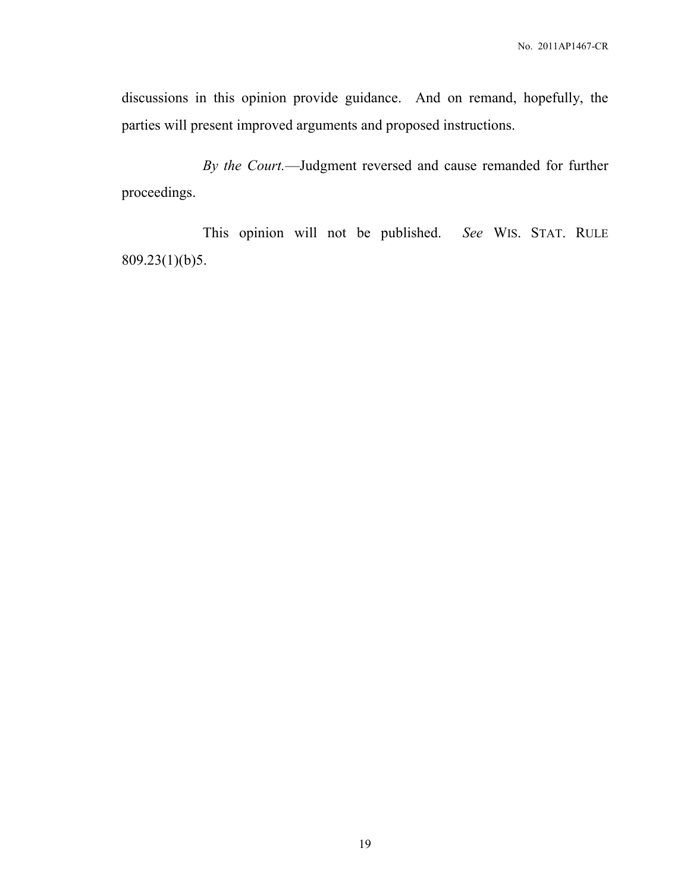discussions in this opinion provide guidance. And on remand, hopefully, the parties will present improved arguments and proposed instructions.

*By the Court.*—Judgment reversed and cause remanded for further proceedings.

This opinion will not be published. *See* WIS. STAT. RULE 809.23(1)(b)5.